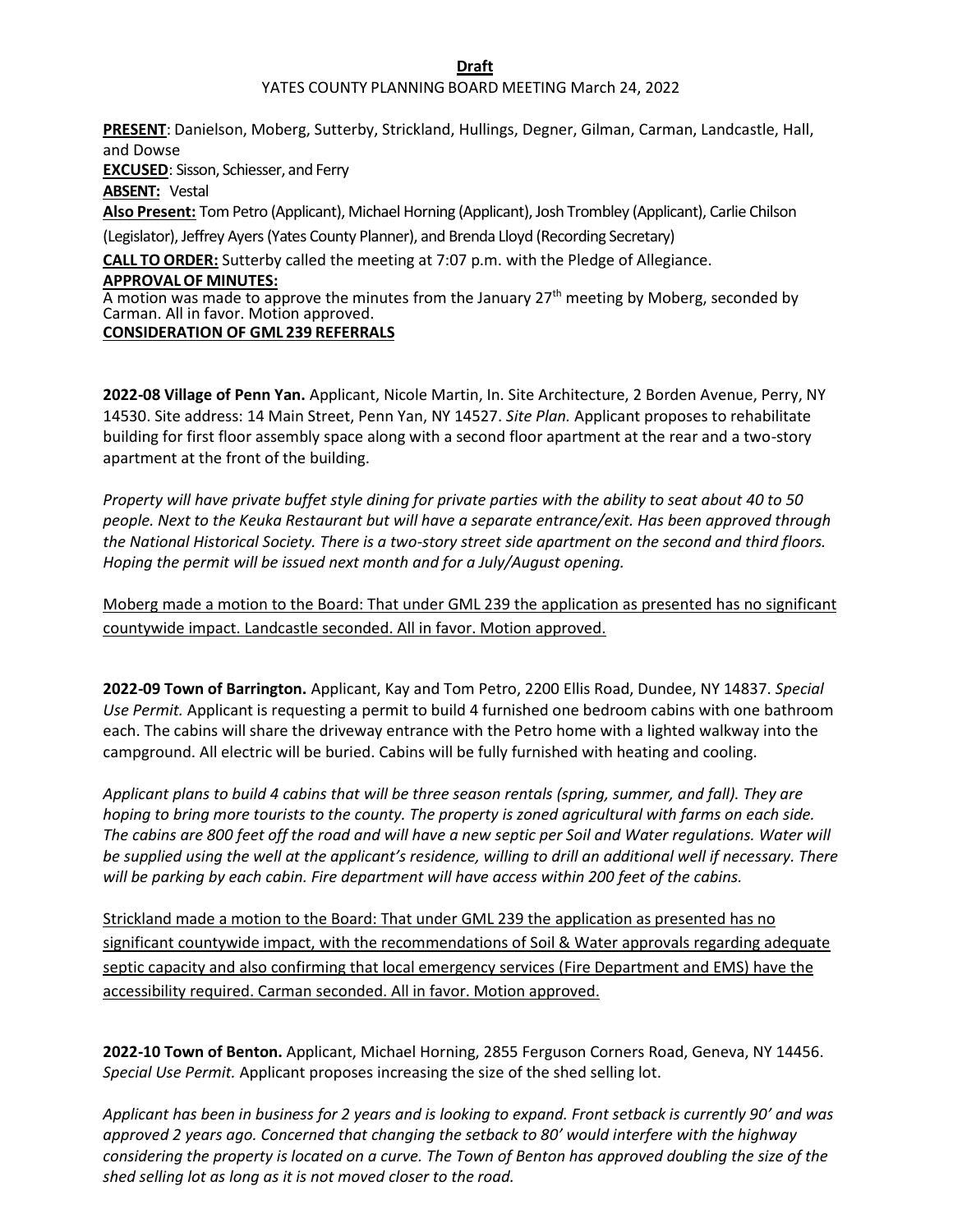**Draft**

YATES COUNTY PLANNING BOARD MEETING March 24, 2022

**PRESENT**: Danielson, Moberg, Sutterby, Strickland, Hullings, Degner, Gilman, Carman, Landcastle, Hall, and Dowse

**EXCUSED**: Sisson, Schiesser, and Ferry

**ABSENT:** Vestal

**Also Present:** Tom Petro (Applicant), Michael Horning (Applicant), Josh Trombley (Applicant), Carlie Chilson (Legislator), Jeffrey Ayers (Yates County Planner), and Brenda Lloyd (Recording Secretary)

**CALL TO ORDER:** Sutterby called the meeting at 7:07 p.m. with the Pledge of Allegiance.

**APPROVAL OF MINUTES:**

A motion was made to approve the minutes from the January 27th meeting by Moberg, seconded by Carman. All in favor. Motion approved.

**CONSIDERATION OF GML 239 REFERRALS**

**2022-08 Village of Penn Yan.** Applicant, Nicole Martin, In. Site Architecture, 2 Borden Avenue, Perry, NY 14530. Site address: 14 Main Street, Penn Yan, NY 14527. *Site Plan.* Applicant proposes to rehabilitate building for first floor assembly space along with a second floor apartment at the rear and a two-story apartment at the front of the building.

*Property will have private buffet style dining for private parties with the ability to seat about 40 to 50 people. Next to the Keuka Restaurant but will have a separate entrance/exit. Has been approved through the National Historical Society. There is a two-story street side apartment on the second and third floors. Hoping the permit will be issued next month and for a July/August opening.*

Moberg made a motion to the Board: That under GML 239 the application as presented has no significant countywide impact. Landcastle seconded. All in favor. Motion approved.

**2022-09 Town of Barrington.** Applicant, Kay and Tom Petro, 2200 Ellis Road, Dundee, NY 14837. *Special Use Permit.* Applicant is requesting a permit to build 4 furnished one bedroom cabins with one bathroom each. The cabins will share the driveway entrance with the Petro home with a lighted walkway into the campground. All electric will be buried. Cabins will be fully furnished with heating and cooling.

*Applicant plans to build 4 cabins that will be three season rentals (spring, summer, and fall). They are hoping to bring more tourists to the county. The property is zoned agricultural with farms on each side. The cabins are 800 feet off the road and will have a new septic per Soil and Water regulations. Water will be supplied using the well at the applicant's residence, willing to drill an additional well if necessary. There will be parking by each cabin. Fire department will have access within 200 feet of the cabins.*

Strickland made a motion to the Board: That under GML 239 the application as presented has no significant countywide impact, with the recommendations of Soil & Water approvals regarding adequate septic capacity and also confirming that local emergency services (Fire Department and EMS) have the accessibility required. Carman seconded. All in favor. Motion approved.

**2022-10 Town of Benton.** Applicant, Michael Horning, 2855 Ferguson Corners Road, Geneva, NY 14456. *Special Use Permit.* Applicant proposes increasing the size of the shed selling lot.

*Applicant has been in business for 2 years and is looking to expand. Front setback is currently 90' and was approved 2 years ago. Concerned that changing the setback to 80' would interfere with the highway considering the property is located on a curve. The Town of Benton has approved doubling the size of the shed selling lot as long as it is not moved closer to the road.*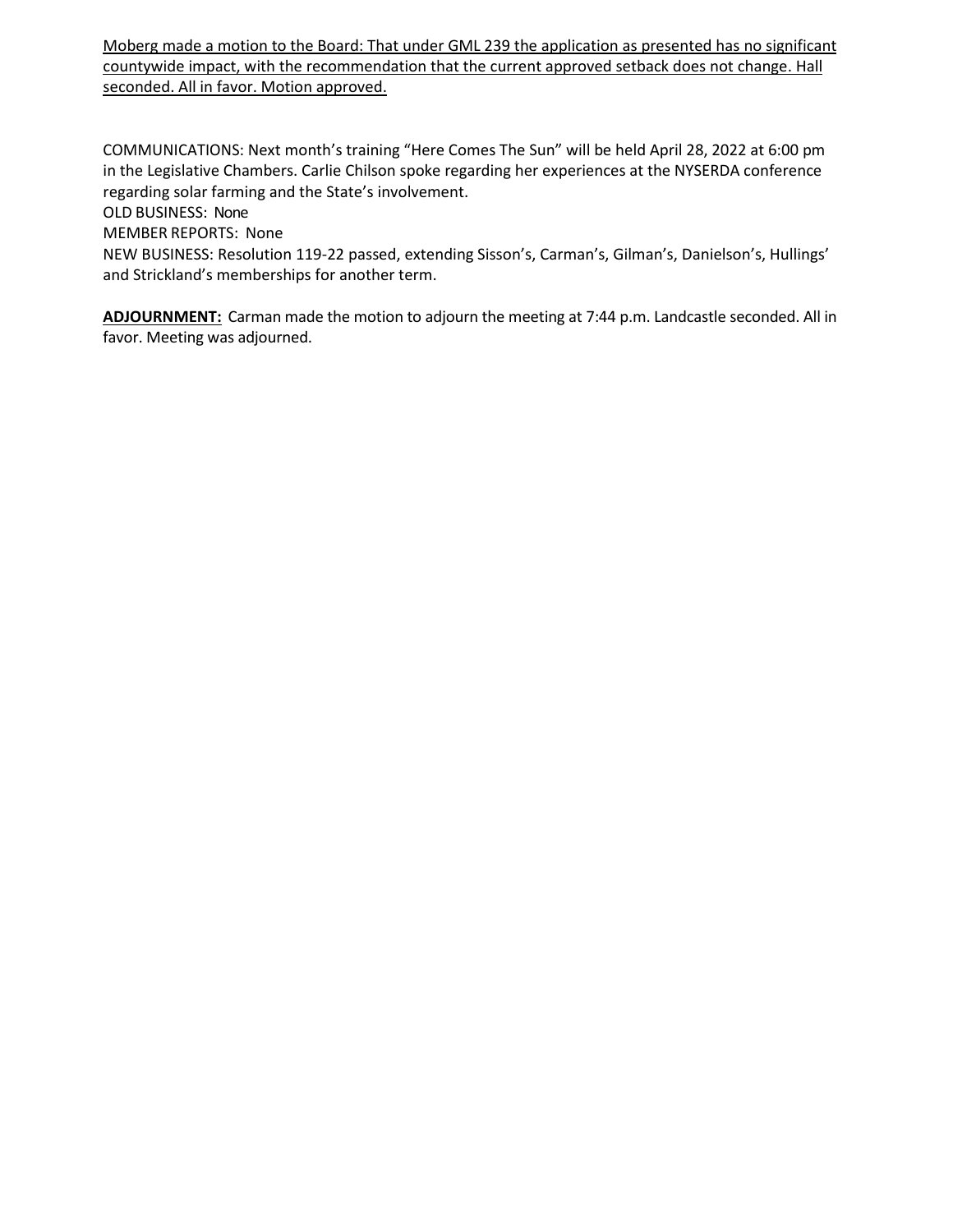<u>Moberg made a motion to the Board: That under GML 239 the application as presented has no significant countywide impact, with the recommendation that the current approved setback does not change. Hall seconded. All in favor. Motion approved.</u>

COMMUNICATIONS: Next month's training "Here Comes The Sun" will be held April 28, 2022 at 6:00 pm in the Legislative Chambers. Carlie Chilson spoke regarding her experiences at the NYSERDA conference regarding solar farming and the State's involvement.

OLD BUSINESS: None

MEMBER REPORTS: None

NEW BUSINESS: Resolution 119-22 passed, extending Sisson's, Carman's, Gilman's, Danielson's, Hullings' and Strickland's memberships for another term.

**<u>ADJOURNMENT:</u>** Carman made the motion to adjourn the meeting at 7:44 p.m. Landcastle seconded. All in favor. Meeting was adjourned.